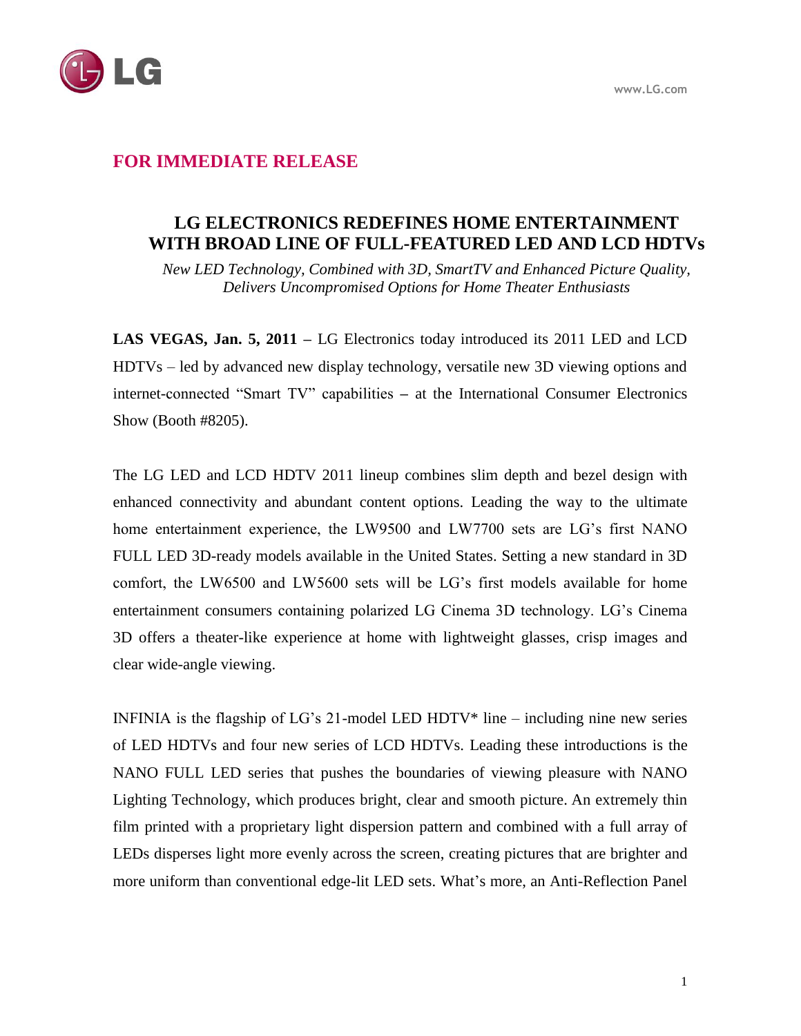**FOR IMMEDIATE RELEASE**

# LG ELECTRONICS REDEFINES HOME ENTERTAINMENT WITH BROAD LINE OF FULL-FEATURED LED AND LCD HDTVs

*New LED Technology, Combined with 3D, SmartTV and Enhanced Picture Quality, Delivers Uncompromised Options for Home Theater Enthusiasts*

**LAS VEGAS, Jan. 5, 2011 –** LG Electronics today introduced its 2011 LED and LCD HDTVs – led by advanced new display technology, versatile new 3D viewing options and internet-connected "Smart TV" capabilities – at the International Consumer Electronics Show (Booth #8205).

The LG LED and LCD HDTV 2011 lineup combines slim depth and bezel design with enhanced connectivity and abundant content options. Leading the way to the ultimate home entertainment experience, the LW9500 and LW7700 sets are LG's first NANO FULL LED 3D-ready models available in the United States. Setting a new standard in 3D comfort, the LW6500 and LW5600 sets will be LG's first models available for home entertainment consumers containing polarized LG Cinema 3D technology. LG's Cinema 3D offers a theater-like experience at home with lightweight glasses, crisp images and clear wide-angle viewing.

INFINIA is the flagship of LG's 21-model LED HDTV* line – including nine new series of LED HDTVs and four new series of LCD HDTVs. Leading these introductions is the NANO FULL LED series that pushes the boundaries of viewing pleasure with NANO Lighting Technology, which produces bright, clear and smooth picture. An extremely thin film printed with a proprietary light dispersion pattern and combined with a full array of LEDs disperses light more evenly across the screen, creating pictures that are brighter and more uniform than conventional edge-lit LED sets. What's more, an Anti-Reflection Panel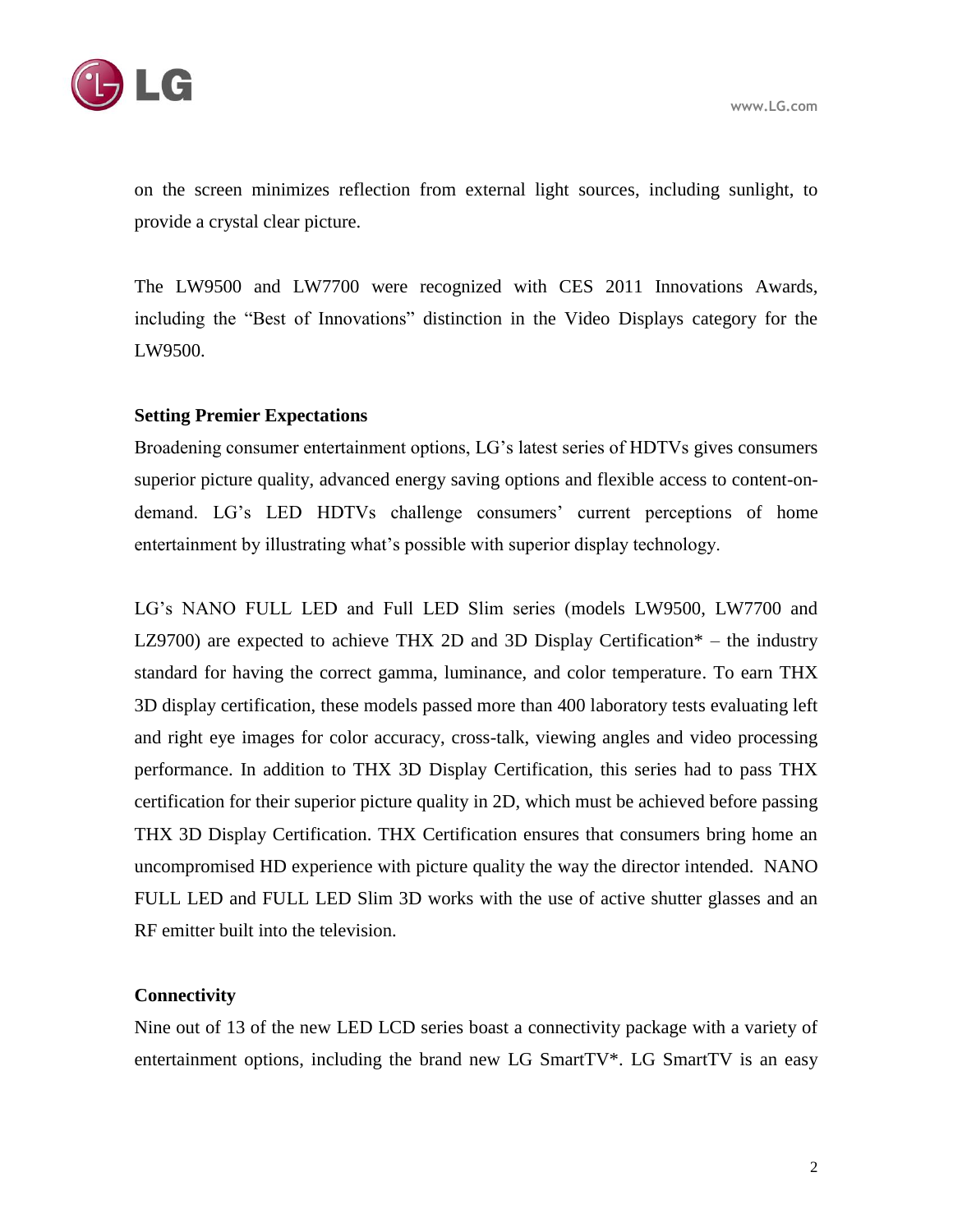on the screen minimizes reflection from external light sources, including sunlight, to provide a crystal clear picture.

The LW9500 and LW7700 were recognized with CES 2011 Innovations Awards, including the “Best of Innovations” distinction in the Video Displays category for the LW9500.

**Setting Premier Expectations**

Broadening consumer entertainment options, LG’s latest series of HDTVs gives consumers superior picture quality, advanced energy saving options and flexible access to content-on-demand. LG’s LED HDTVs challenge consumers’ current perceptions of home entertainment by illustrating what’s possible with superior display technology.

LG’s NANO FULL LED and Full LED Slim series (models LW9500, LW7700 and LZ9700) are expected to achieve THX 2D and 3D Display Certification* – the industry standard for having the correct gamma, luminance, and color temperature. To earn THX 3D display certification, these models passed more than 400 laboratory tests evaluating left and right eye images for color accuracy, cross-talk, viewing angles and video processing performance. In addition to THX 3D Display Certification, this series had to pass THX certification for their superior picture quality in 2D, which must be achieved before passing THX 3D Display Certification. THX Certification ensures that consumers bring home an uncompromised HD experience with picture quality the way the director intended. NANO FULL LED and FULL LED Slim 3D works with the use of active shutter glasses and an RF emitter built into the television.

**Connectivity**

Nine out of 13 of the new LED LCD series boast a connectivity package with a variety of entertainment options, including the brand new LG SmartTV*. LG SmartTV is an easy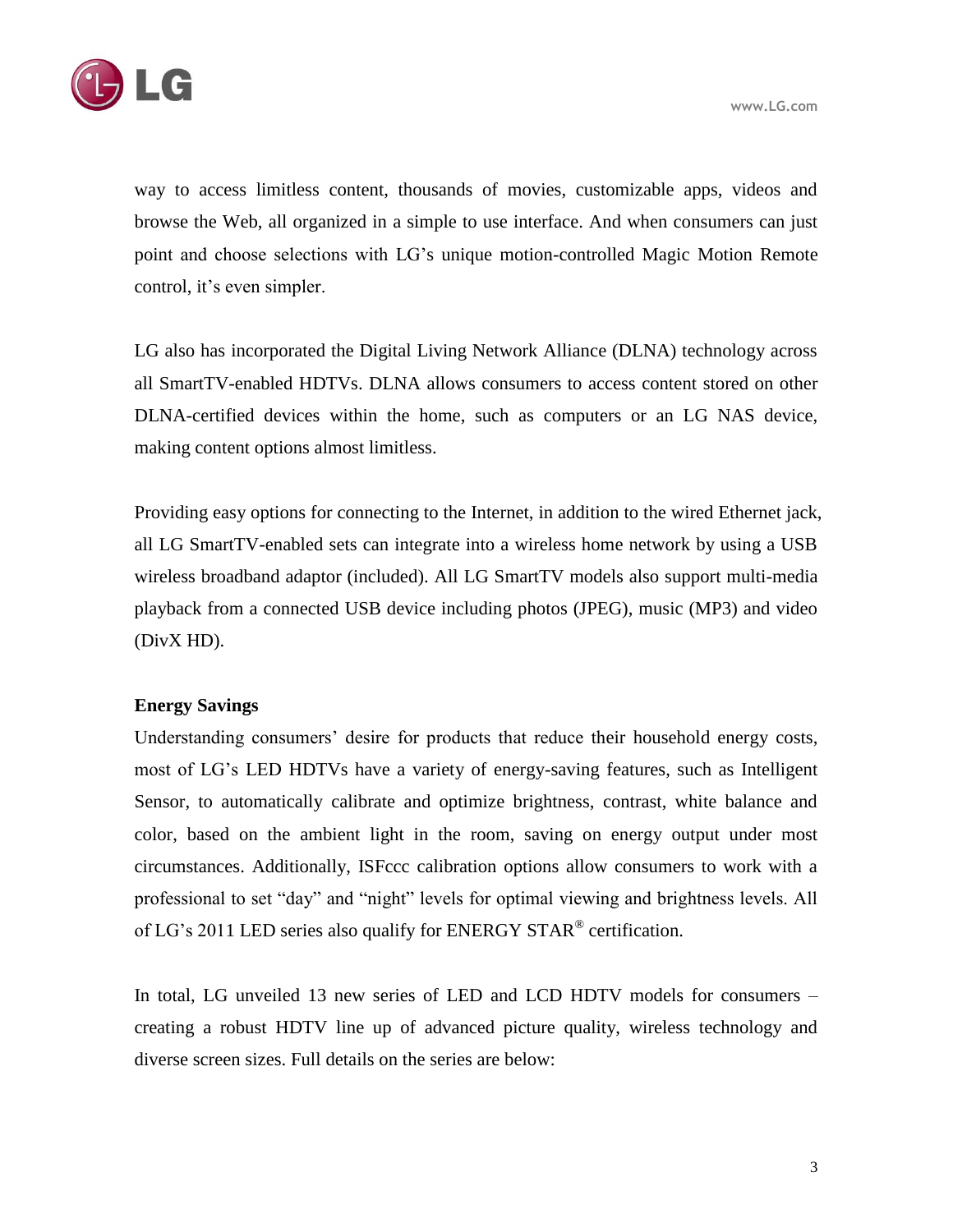way to access limitless content, thousands of movies, customizable apps, videos and browse the Web, all organized in a simple to use interface. And when consumers can just point and choose selections with LG's unique motion-controlled Magic Motion Remote control, it's even simpler.

LG also has incorporated the Digital Living Network Alliance (DLNA) technology across all SmartTV-enabled HDTVs. DLNA allows consumers to access content stored on other DLNA-certified devices within the home, such as computers or an LG NAS device, making content options almost limitless.

Providing easy options for connecting to the Internet, in addition to the wired Ethernet jack, all LG SmartTV-enabled sets can integrate into a wireless home network by using a USB wireless broadband adaptor (included). All LG SmartTV models also support multi-media playback from a connected USB device including photos (JPEG), music (MP3) and video (DivX HD).

**Energy Savings**

Understanding consumers' desire for products that reduce their household energy costs, most of LG's LED HDTVs have a variety of energy-saving features, such as Intelligent Sensor, to automatically calibrate and optimize brightness, contrast, white balance and color, based on the ambient light in the room, saving on energy output under most circumstances. Additionally, ISFccc calibration options allow consumers to work with a professional to set "day" and "night" levels for optimal viewing and brightness levels. All of LG's 2011 LED series also qualify for ENERGY STAR® certification.

In total, LG unveiled 13 new series of LED and LCD HDTV models for consumers – creating a robust HDTV line up of advanced picture quality, wireless technology and diverse screen sizes. Full details on the series are below: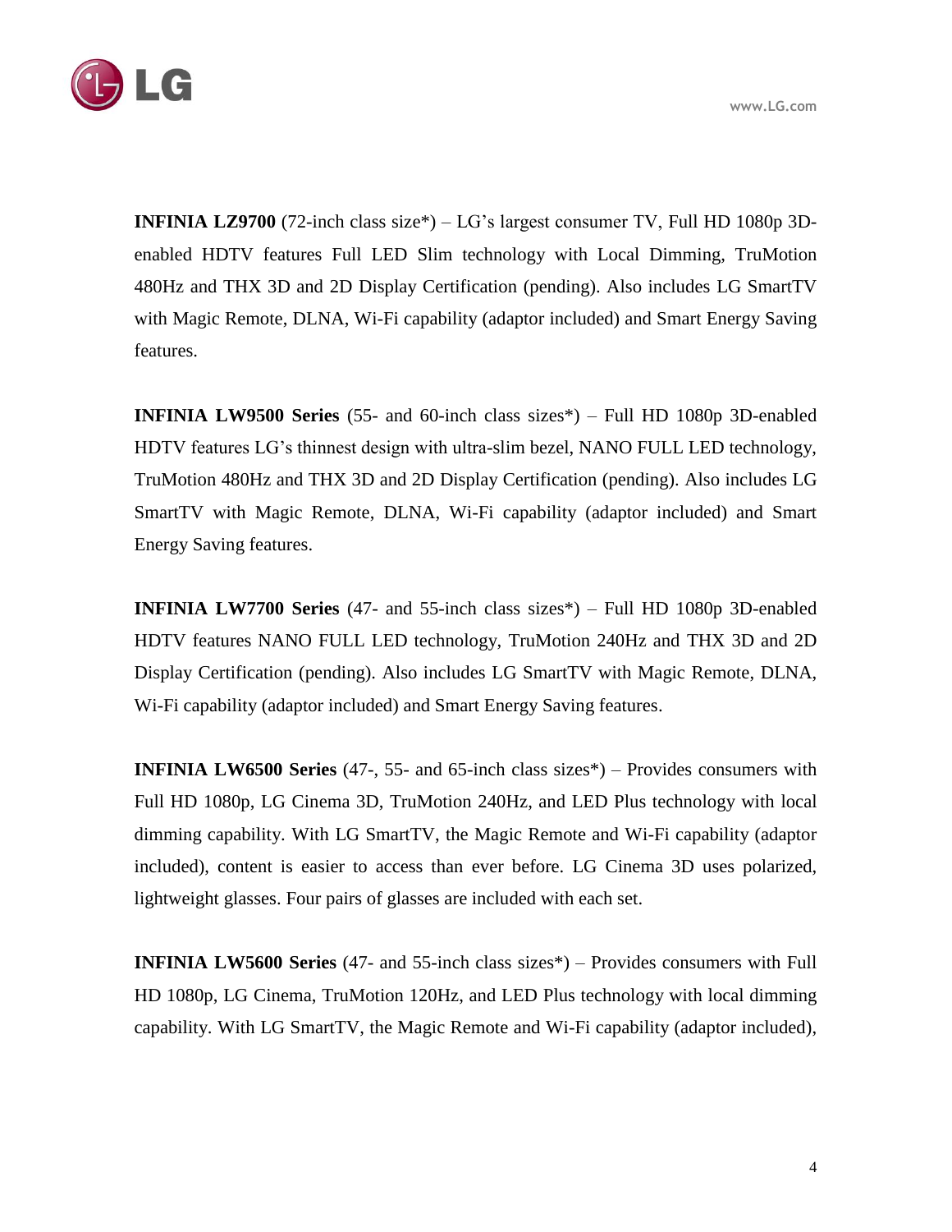**INFINIA LZ9700** (72-inch class size*) – LG's largest consumer TV, Full HD 1080p 3D-enabled HDTV features Full LED Slim technology with Local Dimming, TruMotion 480Hz and THX 3D and 2D Display Certification (pending). Also includes LG SmartTV with Magic Remote, DLNA, Wi-Fi capability (adaptor included) and Smart Energy Saving features.

**INFINIA LW9500 Series** (55- and 60-inch class sizes*) – Full HD 1080p 3D-enabled HDTV features LG's thinnest design with ultra-slim bezel, NANO FULL LED technology, TruMotion 480Hz and THX 3D and 2D Display Certification (pending). Also includes LG SmartTV with Magic Remote, DLNA, Wi-Fi capability (adaptor included) and Smart Energy Saving features.

**INFINIA LW7700 Series** (47- and 55-inch class sizes*) – Full HD 1080p 3D-enabled HDTV features NANO FULL LED technology, TruMotion 240Hz and THX 3D and 2D Display Certification (pending). Also includes LG SmartTV with Magic Remote, DLNA, Wi-Fi capability (adaptor included) and Smart Energy Saving features.

**INFINIA LW6500 Series** (47-, 55- and 65-inch class sizes*) – Provides consumers with Full HD 1080p, LG Cinema 3D, TruMotion 240Hz, and LED Plus technology with local dimming capability. With LG SmartTV, the Magic Remote and Wi-Fi capability (adaptor included), content is easier to access than ever before. LG Cinema 3D uses polarized, lightweight glasses. Four pairs of glasses are included with each set.

**INFINIA LW5600 Series** (47- and 55-inch class sizes*) – Provides consumers with Full HD 1080p, LG Cinema, TruMotion 120Hz, and LED Plus technology with local dimming capability. With LG SmartTV, the Magic Remote and Wi-Fi capability (adaptor included),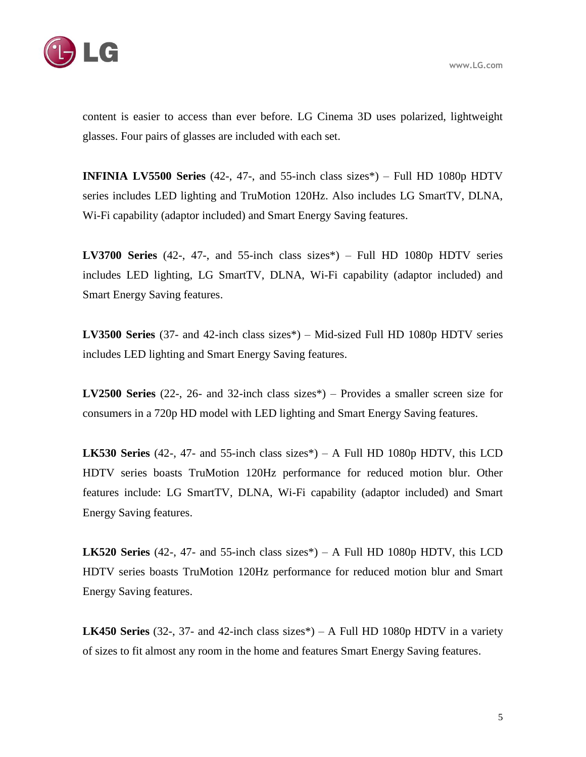content is easier to access than ever before. LG Cinema 3D uses polarized, lightweight glasses. Four pairs of glasses are included with each set.

**INFINIA LV5500 Series** (42-, 47-, and 55-inch class sizes*) – Full HD 1080p HDTV series includes LED lighting and TruMotion 120Hz. Also includes LG SmartTV, DLNA, Wi-Fi capability (adaptor included) and Smart Energy Saving features.

**LV3700 Series** (42-, 47-, and 55-inch class sizes*) – Full HD 1080p HDTV series includes LED lighting, LG SmartTV, DLNA, Wi-Fi capability (adaptor included) and Smart Energy Saving features.

**LV3500 Series** (37- and 42-inch class sizes*) – Mid-sized Full HD 1080p HDTV series includes LED lighting and Smart Energy Saving features.

**LV2500 Series** (22-, 26- and 32-inch class sizes*) – Provides a smaller screen size for consumers in a 720p HD model with LED lighting and Smart Energy Saving features.

**LK530 Series** (42-, 47- and 55-inch class sizes*) – A Full HD 1080p HDTV, this LCD HDTV series boasts TruMotion 120Hz performance for reduced motion blur. Other features include: LG SmartTV, DLNA, Wi-Fi capability (adaptor included) and Smart Energy Saving features.

**LK520 Series** (42-, 47- and 55-inch class sizes*) – A Full HD 1080p HDTV, this LCD HDTV series boasts TruMotion 120Hz performance for reduced motion blur and Smart Energy Saving features.

**LK450 Series** (32-, 37- and 42-inch class sizes*) – A Full HD 1080p HDTV in a variety of sizes to fit almost any room in the home and features Smart Energy Saving features.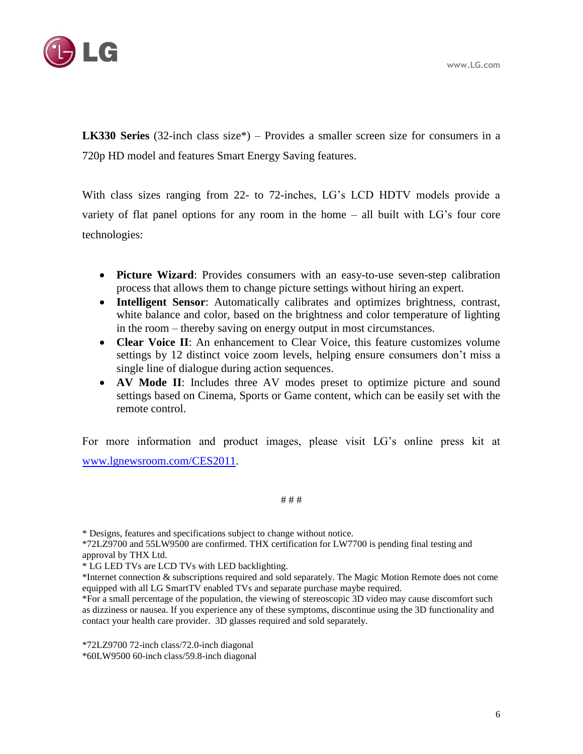**LK330 Series** (32-inch class size*) – Provides a smaller screen size for consumers in a 720p HD model and features Smart Energy Saving features.

With class sizes ranging from 22- to 72-inches, LG's LCD HDTV models provide a variety of flat panel options for any room in the home – all built with LG's four core technologies:

- **Picture Wizard**: Provides consumers with an easy-to-use seven-step calibration process that allows them to change picture settings without hiring an expert.
- **Intelligent Sensor**: Automatically calibrates and optimizes brightness, contrast, white balance and color, based on the brightness and color temperature of lighting in the room – thereby saving on energy output in most circumstances.
- **Clear Voice II**: An enhancement to Clear Voice, this feature customizes volume settings by 12 distinct voice zoom levels, helping ensure consumers don't miss a single line of dialogue during action sequences.
- **AV Mode II**: Includes three AV modes preset to optimize picture and sound settings based on Cinema, Sports or Game content, which can be easily set with the remote control.

For more information and product images, please visit LG's online press kit at [www.lgnewsroom.com/CES2011](http://www.lgnewsroom.com/CES2011).

# # #

* Designs, features and specifications subject to change without notice.
*72LZ9700 and 55LW9500 are confirmed. THX certification for LW7700 is pending final testing and approval by THX Ltd.
* LG LED TVs are LCD TVs with LED backlighting.
*Internet connection & subscriptions required and sold separately. The Magic Motion Remote does not come equipped with all LG SmartTV enabled TVs and separate purchase maybe required.
*For a small percentage of the population, the viewing of stereoscopic 3D video may cause discomfort such as dizziness or nausea. If you experience any of these symptoms, discontinue using the 3D functionality and contact your health care provider. 3D glasses required and sold separately.

*72LZ9700 72-inch class/72.0-inch diagonal
*60LW9500 60-inch class/59.8-inch diagonal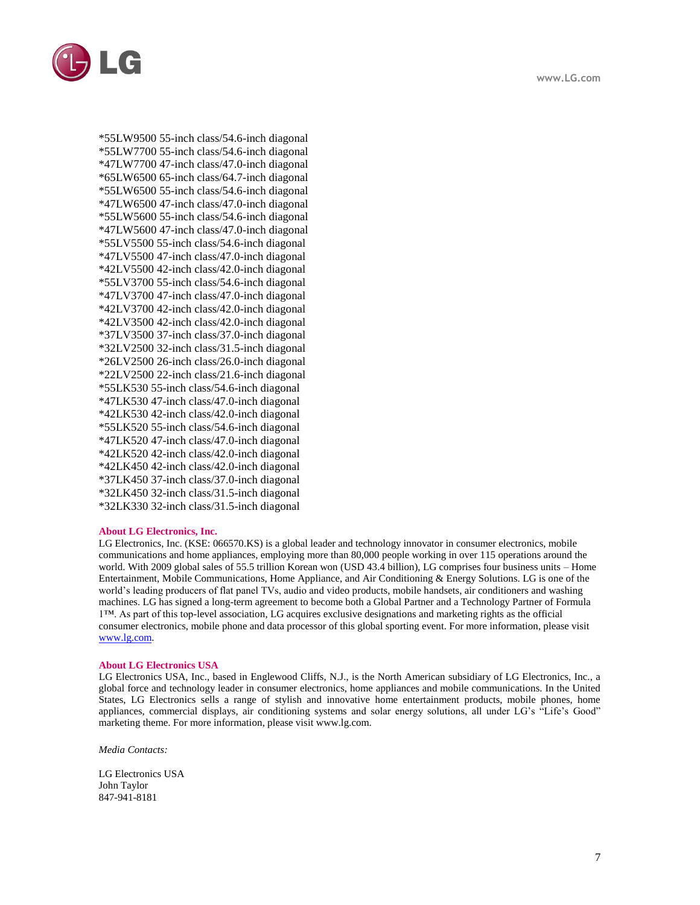*55LW9500 55-inch class/54.6-inch diagonal
*55LW7700 55-inch class/54.6-inch diagonal
*47LW7700 47-inch class/47.0-inch diagonal
*65LW6500 65-inch class/64.7-inch diagonal
*55LW6500 55-inch class/54.6-inch diagonal
*47LW6500 47-inch class/47.0-inch diagonal
*55LW5600 55-inch class/54.6-inch diagonal
*47LW5600 47-inch class/47.0-inch diagonal
*55LV5500 55-inch class/54.6-inch diagonal
*47LV5500 47-inch class/47.0-inch diagonal
*42LV5500 42-inch class/42.0-inch diagonal
*55LV3700 55-inch class/54.6-inch diagonal
*47LV3700 47-inch class/47.0-inch diagonal
*42LV3700 42-inch class/42.0-inch diagonal
*42LV3500 42-inch class/42.0-inch diagonal
*37LV3500 37-inch class/37.0-inch diagonal
*32LV2500 32-inch class/31.5-inch diagonal
*26LV2500 26-inch class/26.0-inch diagonal
*22LV2500 22-inch class/21.6-inch diagonal
*55LK530 55-inch class/54.6-inch diagonal
*47LK530 47-inch class/47.0-inch diagonal
*42LK530 42-inch class/42.0-inch diagonal
*55LK520 55-inch class/54.6-inch diagonal
*47LK520 47-inch class/47.0-inch diagonal
*42LK520 42-inch class/42.0-inch diagonal
*42LK450 42-inch class/42.0-inch diagonal
*37LK450 37-inch class/37.0-inch diagonal
*32LK450 32-inch class/31.5-inch diagonal
*32LK330 32-inch class/31.5-inch diagonal

**About LG Electronics, Inc.**

LG Electronics, Inc. (KSE: 066570.KS) is a global leader and technology innovator in consumer electronics, mobile communications and home appliances, employing more than 80,000 people working in over 115 operations around the world. With 2009 global sales of 55.5 trillion Korean won (USD 43.4 billion), LG comprises four business units – Home Entertainment, Mobile Communications, Home Appliance, and Air Conditioning & Energy Solutions. LG is one of the world's leading producers of flat panel TVs, audio and video products, mobile handsets, air conditioners and washing machines. LG has signed a long-term agreement to become both a Global Partner and a Technology Partner of Formula 1™. As part of this top-level association, LG acquires exclusive designations and marketing rights as the official consumer electronics, mobile phone and data processor of this global sporting event. For more information, please visit www.lg.com.

**About LG Electronics USA**

LG Electronics USA, Inc., based in Englewood Cliffs, N.J., is the North American subsidiary of LG Electronics, Inc., a global force and technology leader in consumer electronics, home appliances and mobile communications. In the United States, LG Electronics sells a range of stylish and innovative home entertainment products, mobile phones, home appliances, commercial displays, air conditioning systems and solar energy solutions, all under LG's "Life's Good" marketing theme. For more information, please visit www.lg.com.

*Media Contacts:*

LG Electronics USA
John Taylor
847-941-8181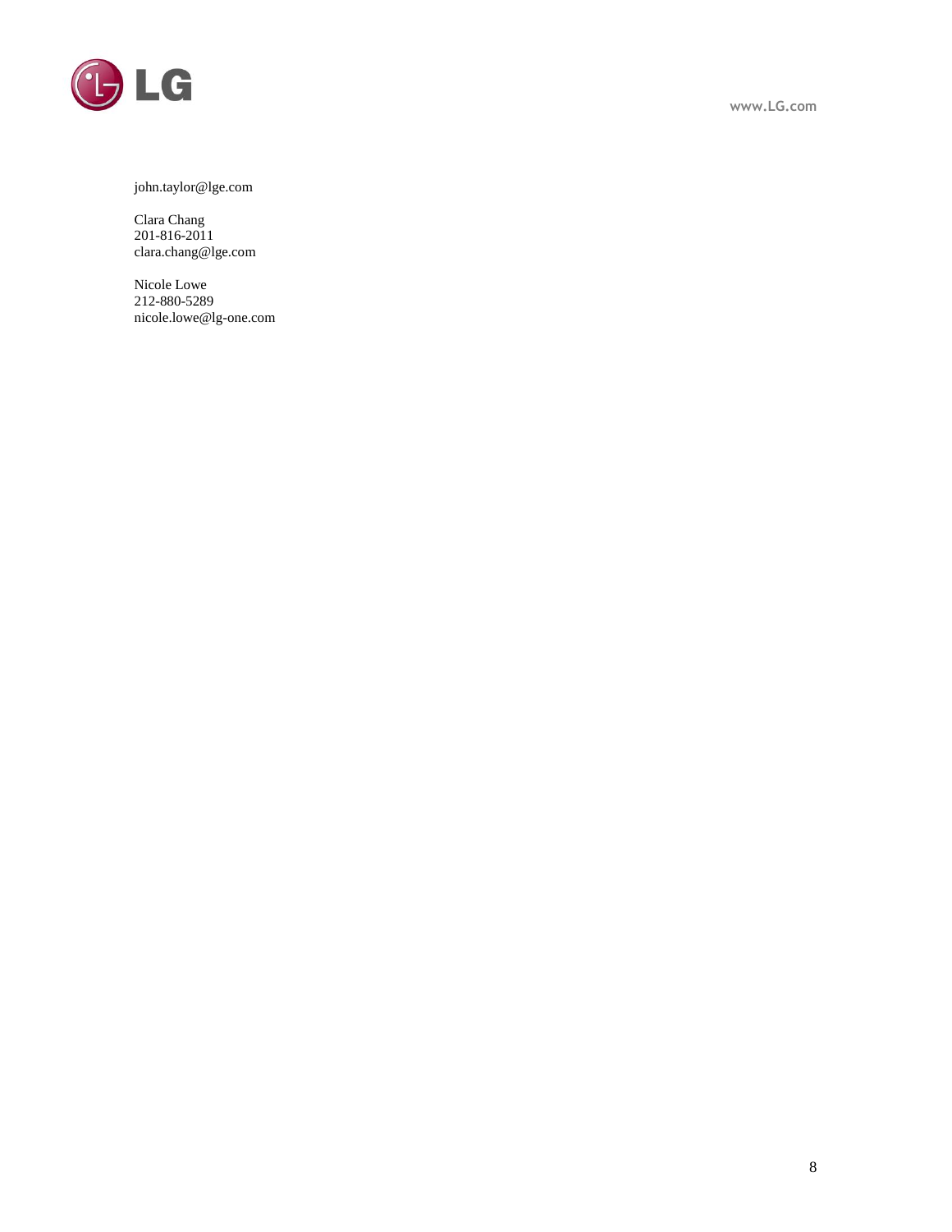john.taylor@lge.com

Clara Chang
201-816-2011
clara.chang@lge.com

Nicole Lowe
212-880-5289
nicole.lowe@lg-one.com